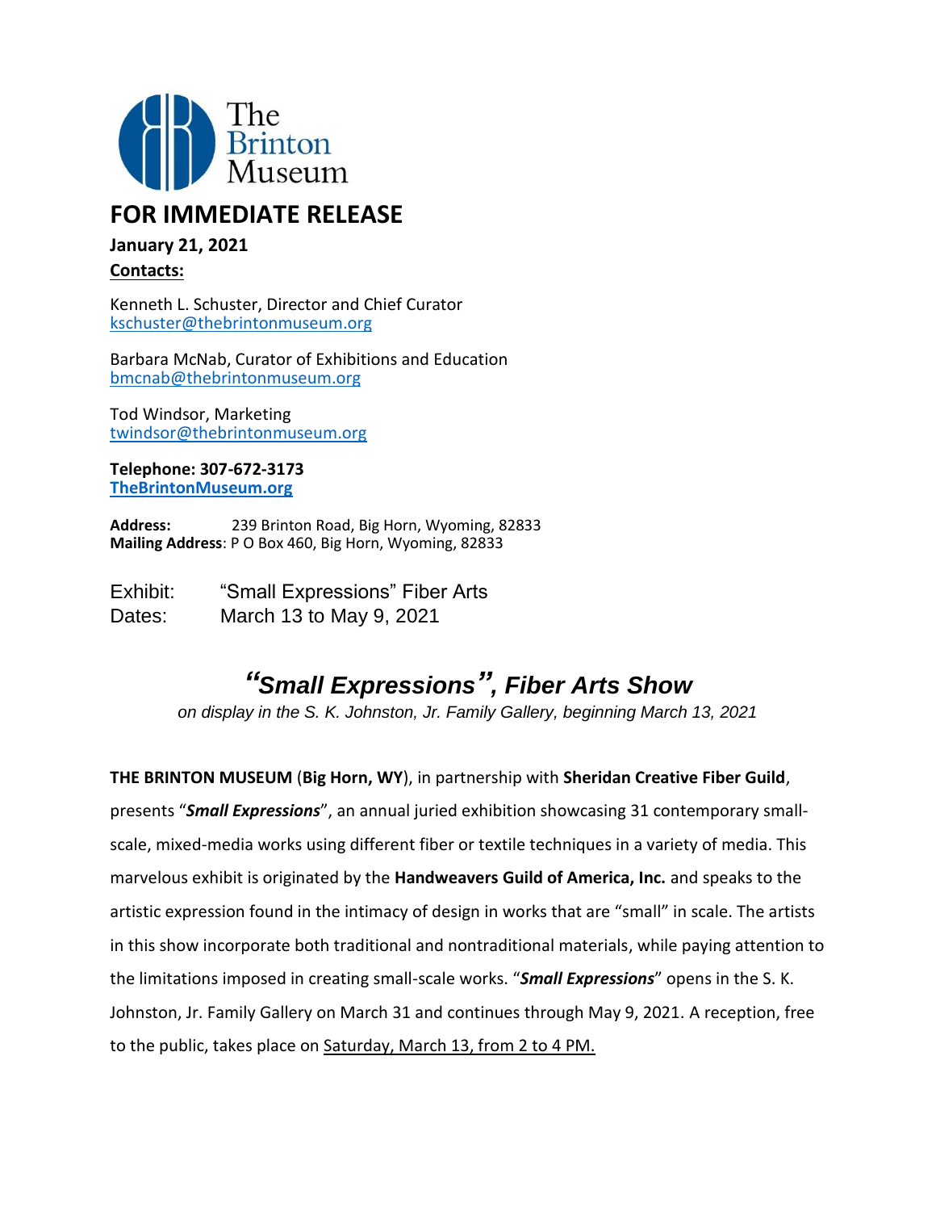The Brinton Museum

# FOR IMMEDIATE RELEASE

**January 21, 2021**

**Contacts:**

Kenneth L. Schuster, Director and Chief Curator
kschuster@thebrintonmuseum.org

Barbara McNab, Curator of Exhibitions and Education
bmcnab@thebrintonmuseum.org

Tod Windsor, Marketing
twindsor@thebrintonmuseum.org

**Telephone: 307-672-3173**
**TheBrintonMuseum.org**

**Address:** 239 Brinton Road, Big Horn, Wyoming, 82833
**Mailing Address**: P O Box 460, Big Horn, Wyoming, 82833

Exhibit: "Small Expressions" Fiber Arts
Dates: March 13 to May 9, 2021

## *"Small Expressions", Fiber Arts Show*

*on display in the S. K. Johnston, Jr. Family Gallery, beginning March 13, 2021*

**THE BRINTON MUSEUM** (**Big Horn, WY**), in partnership with **Sheridan Creative Fiber Guild**, presents "***Small Expressions***", an annual juried exhibition showcasing 31 contemporary small-scale, mixed-media works using different fiber or textile techniques in a variety of media. This marvelous exhibit is originated by the **Handweavers Guild of America, Inc.** and speaks to the artistic expression found in the intimacy of design in works that are "small" in scale. The artists in this show incorporate both traditional and nontraditional materials, while paying attention to the limitations imposed in creating small-scale works. "***Small Expressions***" opens in the S. K. Johnston, Jr. Family Gallery on March 31 and continues through May 9, 2021. A reception, free to the public, takes place on Saturday, March 13, from 2 to 4 PM.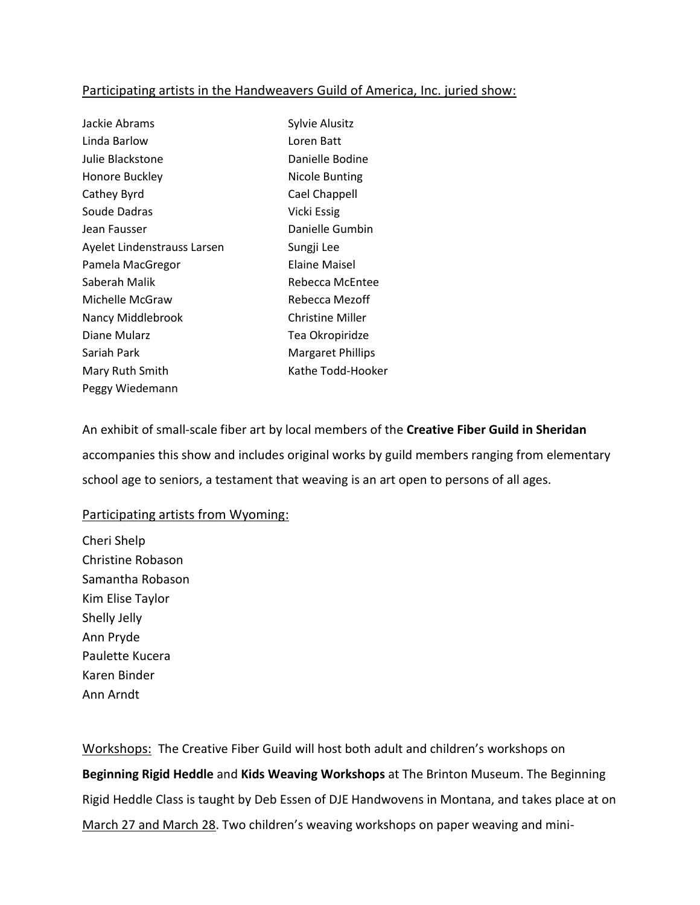Participating artists in the Handweavers Guild of America, Inc. juried show:

Jackie Abrams
Sylvie Alusitz
Linda Barlow
Loren Batt
Julie Blackstone
Danielle Bodine
Honore Buckley
Nicole Bunting
Cathey Byrd
Cael Chappell
Soude Dadras
Vicki Essig
Jean Fausser
Danielle Gumbin
Ayelet Lindenstrauss Larsen
Sungji Lee
Pamela MacGregor
Elaine Maisel
Saberah Malik
Rebecca McEntee
Michelle McGraw
Rebecca Mezoff
Nancy Middlebrook
Christine Miller
Diane Mularz
Tea Okropiridze
Sariah Park
Margaret Phillips
Mary Ruth Smith
Kathe Todd-Hooker
Peggy Wiedemann

An exhibit of small-scale fiber art by local members of the **Creative Fiber Guild in Sheridan** accompanies this show and includes original works by guild members ranging from elementary school age to seniors, a testament that weaving is an art open to persons of all ages.

Participating artists from Wyoming:

Cheri Shelp
Christine Robason
Samantha Robason
Kim Elise Taylor
Shelly Jelly
Ann Pryde
Paulette Kucera
Karen Binder
Ann Arndt

Workshops: The Creative Fiber Guild will host both adult and children's workshops on **Beginning Rigid Heddle** and **Kids Weaving Workshops** at The Brinton Museum. The Beginning Rigid Heddle Class is taught by Deb Essen of DJE Handwovens in Montana, and takes place at on March 27 and March 28. Two children's weaving workshops on paper weaving and mini-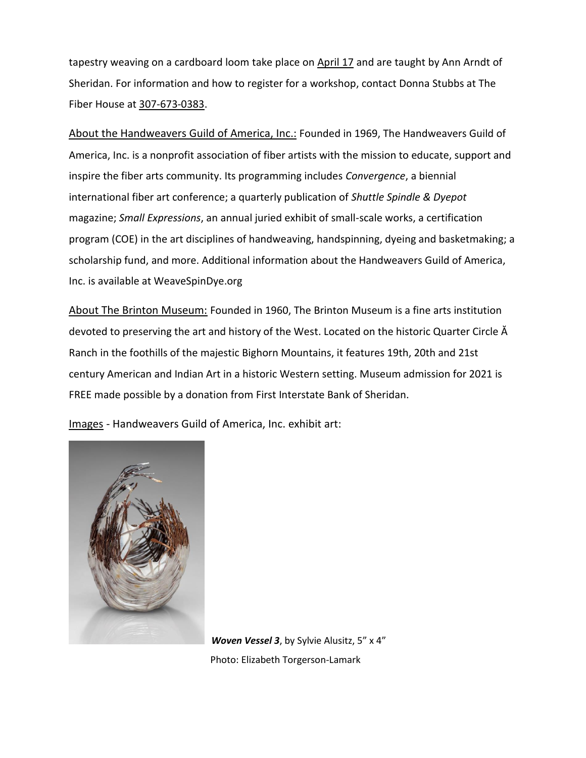tapestry weaving on a cardboard loom take place on April 17 and are taught by Ann Arndt of Sheridan. For information and how to register for a workshop, contact Donna Stubbs at The Fiber House at 307-673-0383.

About the Handweavers Guild of America, Inc.: Founded in 1969, The Handweavers Guild of America, Inc. is a nonprofit association of fiber artists with the mission to educate, support and inspire the fiber arts community. Its programming includes *Convergence*, a biennial international fiber art conference; a quarterly publication of *Shuttle Spindle & Dyepot* magazine; *Small Expressions*, an annual juried exhibit of small-scale works, a certification program (COE) in the art disciplines of handweaving, handspinning, dyeing and basketmaking; a scholarship fund, and more. Additional information about the Handweavers Guild of America, Inc. is available at WeaveSpinDye.org

About The Brinton Museum: Founded in 1960, The Brinton Museum is a fine arts institution devoted to preserving the art and history of the West. Located on the historic Quarter Circle Ă Ranch in the foothills of the majestic Bighorn Mountains, it features 19th, 20th and 21st century American and Indian Art in a historic Western setting. Museum admission for 2021 is FREE made possible by a donation from First Interstate Bank of Sheridan.

Images - Handweavers Guild of America, Inc. exhibit art:

***Woven Vessel 3***, by Sylvie Alusitz, 5" x 4"

Photo: Elizabeth Torgerson-Lamark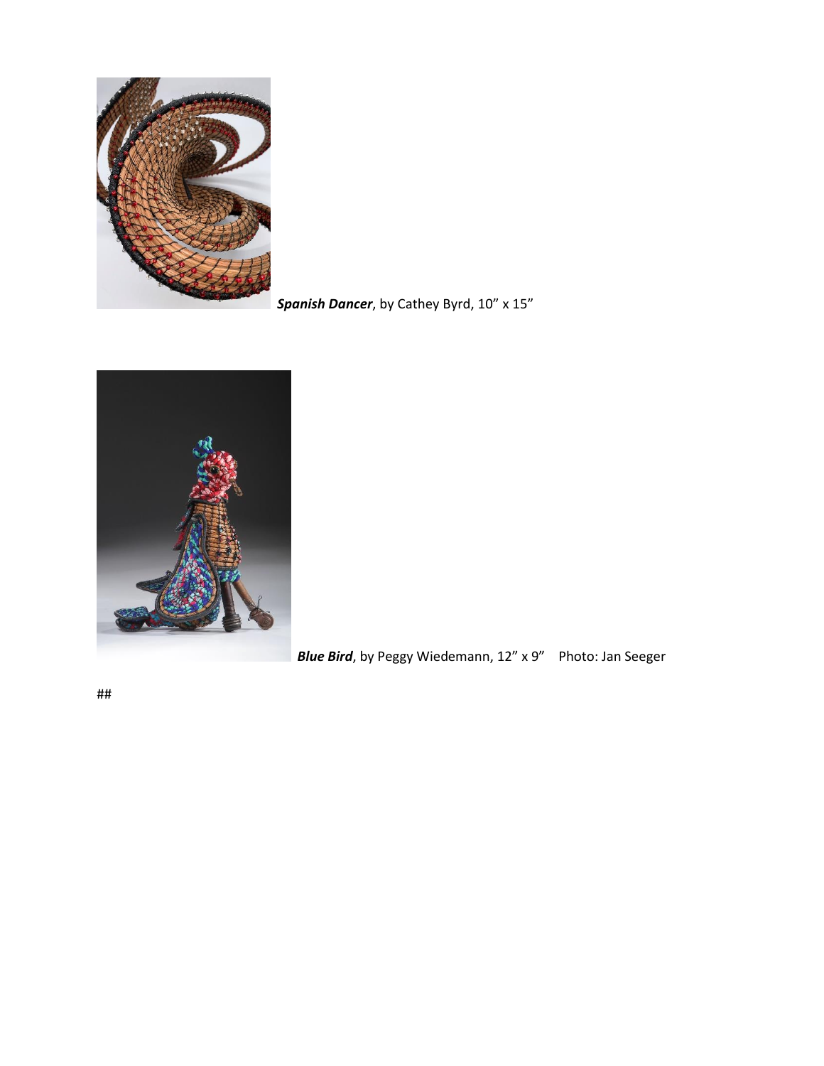***Spanish Dancer***, by Cathey Byrd, 10” x 15”

***Blue Bird***, by Peggy Wiedemann, 12” x 9”    Photo: Jan Seeger

##